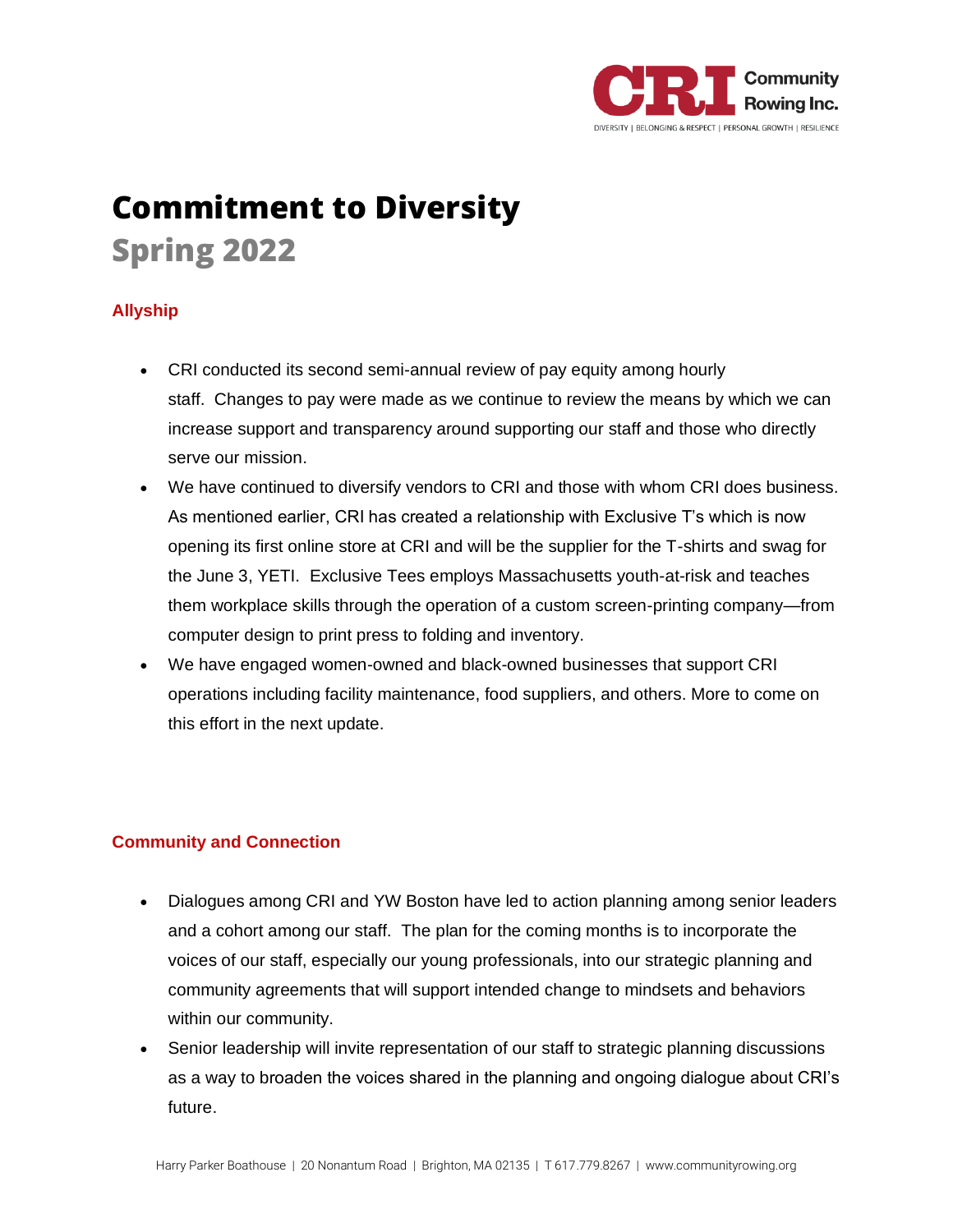# Commitment to Diversity

## Spring 2022

### Allyship

- CRI conducted its second semi-annual review of pay equity among hourly staff. Changes to pay were made as we continue to review the means by which we can increase support and transparency around supporting our staff and those who directly serve our mission.
- We have continued to diversify vendors to CRI and those with whom CRI does business. As mentioned earlier, CRI has created a relationship with Exclusive T's which is now opening its first online store at CRI and will be the supplier for the T-shirts and swag for the June 3, YETI. Exclusive Tees employs Massachusetts youth-at-risk and teaches them workplace skills through the operation of a custom screen-printing company—from computer design to print press to folding and inventory.
- We have engaged women-owned and black-owned businesses that support CRI operations including facility maintenance, food suppliers, and others. More to come on this effort in the next update.

### Community and Connection

- Dialogues among CRI and YW Boston have led to action planning among senior leaders and a cohort among our staff. The plan for the coming months is to incorporate the voices of our staff, especially our young professionals, into our strategic planning and community agreements that will support intended change to mindsets and behaviors within our community.
- Senior leadership will invite representation of our staff to strategic planning discussions as a way to broaden the voices shared in the planning and ongoing dialogue about CRI's future.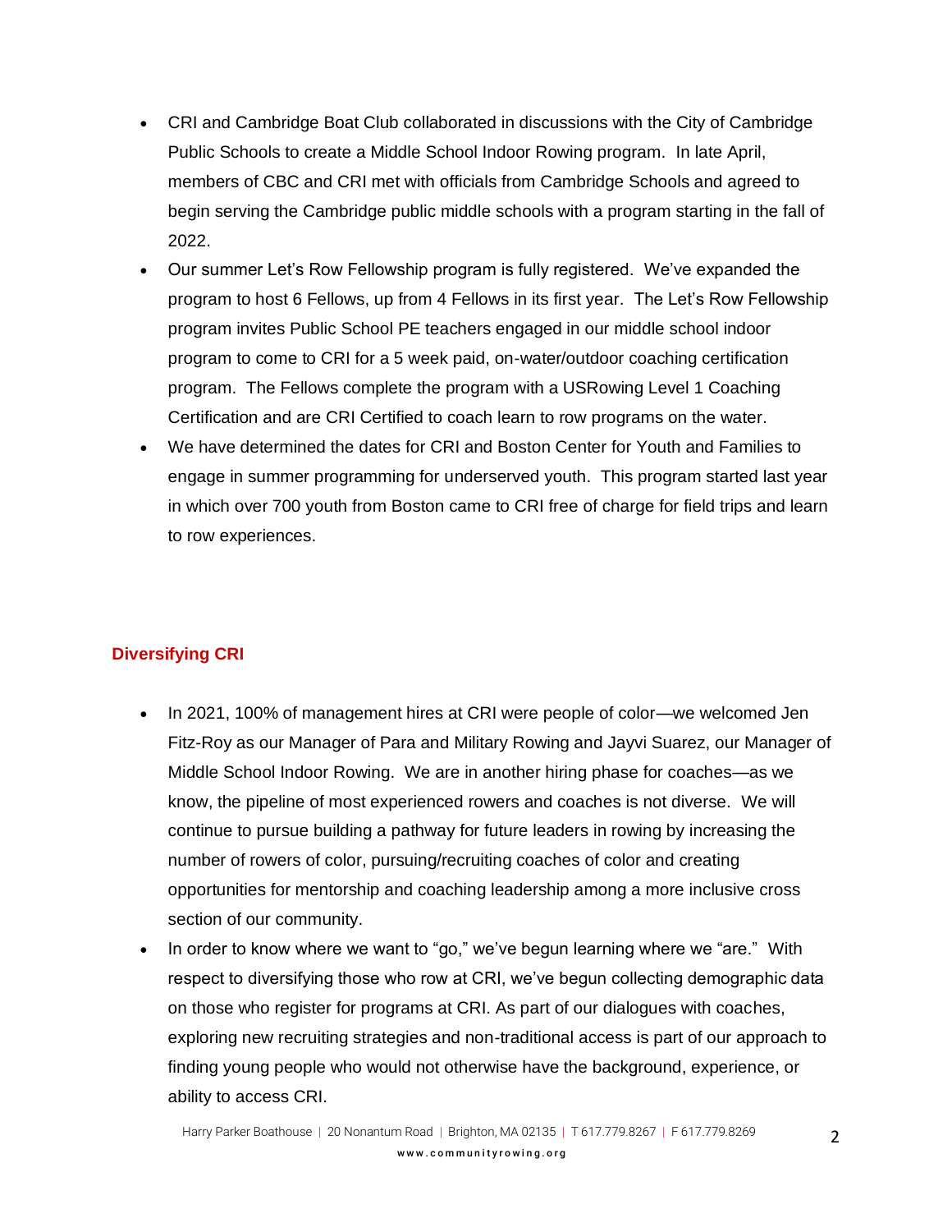- CRI and Cambridge Boat Club collaborated in discussions with the City of Cambridge Public Schools to create a Middle School Indoor Rowing program. In late April, members of CBC and CRI met with officials from Cambridge Schools and agreed to begin serving the Cambridge public middle schools with a program starting in the fall of 2022.
- Our summer Let's Row Fellowship program is fully registered. We've expanded the program to host 6 Fellows, up from 4 Fellows in its first year. The Let's Row Fellowship program invites Public School PE teachers engaged in our middle school indoor program to come to CRI for a 5 week paid, on-water/outdoor coaching certification program. The Fellows complete the program with a USRowing Level 1 Coaching Certification and are CRI Certified to coach learn to row programs on the water.
- We have determined the dates for CRI and Boston Center for Youth and Families to engage in summer programming for underserved youth. This program started last year in which over 700 youth from Boston came to CRI free of charge for field trips and learn to row experiences.

## Diversifying CRI

- In 2021, 100% of management hires at CRI were people of color—we welcomed Jen Fitz-Roy as our Manager of Para and Military Rowing and Jayvi Suarez, our Manager of Middle School Indoor Rowing. We are in another hiring phase for coaches—as we know, the pipeline of most experienced rowers and coaches is not diverse. We will continue to pursue building a pathway for future leaders in rowing by increasing the number of rowers of color, pursuing/recruiting coaches of color and creating opportunities for mentorship and coaching leadership among a more inclusive cross section of our community.
- In order to know where we want to "go," we've begun learning where we "are." With respect to diversifying those who row at CRI, we've begun collecting demographic data on those who register for programs at CRI. As part of our dialogues with coaches, exploring new recruiting strategies and non-traditional access is part of our approach to finding young people who would not otherwise have the background, experience, or ability to access CRI.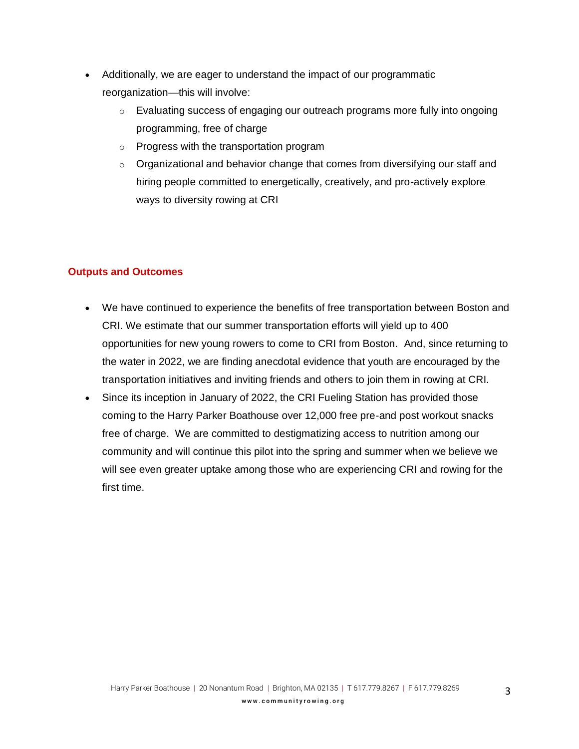- Additionally, we are eager to understand the impact of our programmatic reorganization—this will involve:
  - Evaluating success of engaging our outreach programs more fully into ongoing programming, free of charge
  - Progress with the transportation program
  - Organizational and behavior change that comes from diversifying our staff and hiring people committed to energetically, creatively, and pro-actively explore ways to diversity rowing at CRI

## Outputs and Outcomes

- We have continued to experience the benefits of free transportation between Boston and CRI. We estimate that our summer transportation efforts will yield up to 400 opportunities for new young rowers to come to CRI from Boston. And, since returning to the water in 2022, we are finding anecdotal evidence that youth are encouraged by the transportation initiatives and inviting friends and others to join them in rowing at CRI.
- Since its inception in January of 2022, the CRI Fueling Station has provided those coming to the Harry Parker Boathouse over 12,000 free pre-and post workout snacks free of charge. We are committed to destigmatizing access to nutrition among our community and will continue this pilot into the spring and summer when we believe we will see even greater uptake among those who are experiencing CRI and rowing for the first time.